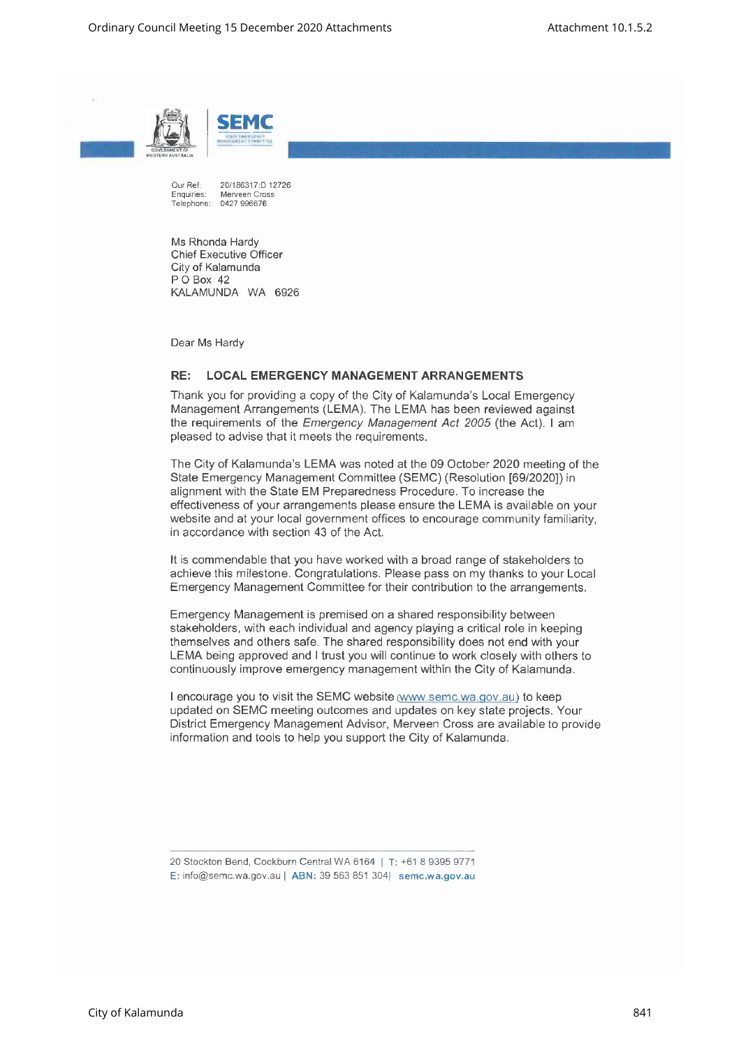Our Ref: 20/186317:D 12726
Enquiries: Merveen Cross
Telephone: 0427 996676

Ms Rhonda Hardy
Chief Executive Officer
City of Kalamunda
P O Box 42
KALAMUNDA WA 6926

Dear Ms Hardy

**RE: LOCAL EMERGENCY MANAGEMENT ARRANGEMENTS**

Thank you for providing a copy of the City of Kalamunda's Local Emergency Management Arrangements (LEMA). The LEMA has been reviewed against the requirements of the *Emergency Management Act 2005* (the Act). I am pleased to advise that it meets the requirements.

The City of Kalamunda's LEMA was noted at the 09 October 2020 meeting of the State Emergency Management Committee (SEMC) (Resolution [69/2020]) in alignment with the State EM Preparedness Procedure. To increase the effectiveness of your arrangements please ensure the LEMA is available on your website and at your local government offices to encourage community familiarity, in accordance with section 43 of the Act.

It is commendable that you have worked with a broad range of stakeholders to achieve this milestone. Congratulations. Please pass on my thanks to your Local Emergency Management Committee for their contribution to the arrangements.

Emergency Management is premised on a shared responsibility between stakeholders, with each individual and agency playing a critical role in keeping themselves and others safe. The shared responsibility does not end with your LEMA being approved and I trust you will continue to work closely with others to continuously improve emergency management within the City of Kalamunda.

I encourage you to visit the SEMC website (www.semc.wa.gov.au) to keep updated on SEMC meeting outcomes and updates on key state projects. Your District Emergency Management Advisor, Merveen Cross are available to provide information and tools to help you support the City of Kalamunda.

20 Stockton Bend, Cockburn Central WA 6164 | T: +61 8 9395 9771
E: info@semc.wa.gov.au | ABN: 39 563 851 304| semc.wa.gov.au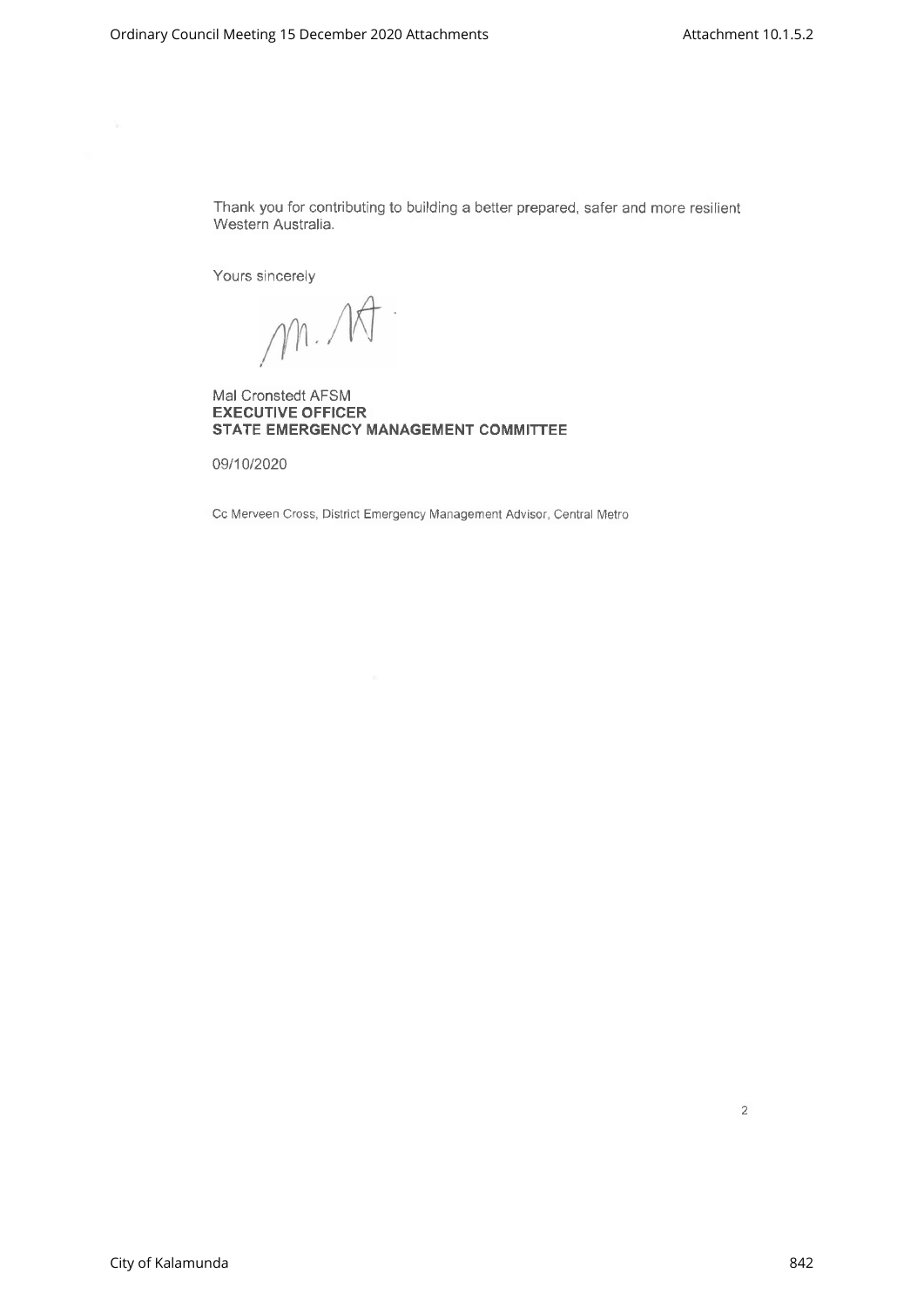Thank you for contributing to building a better prepared, safer and more resilient Western Australia.

Yours sincerely

Mal Cronstedt AFSM
**EXECUTIVE OFFICER**
**STATE EMERGENCY MANAGEMENT COMMITTEE**

09/10/2020

Cc Merveen Cross, District Emergency Management Advisor, Central Metro